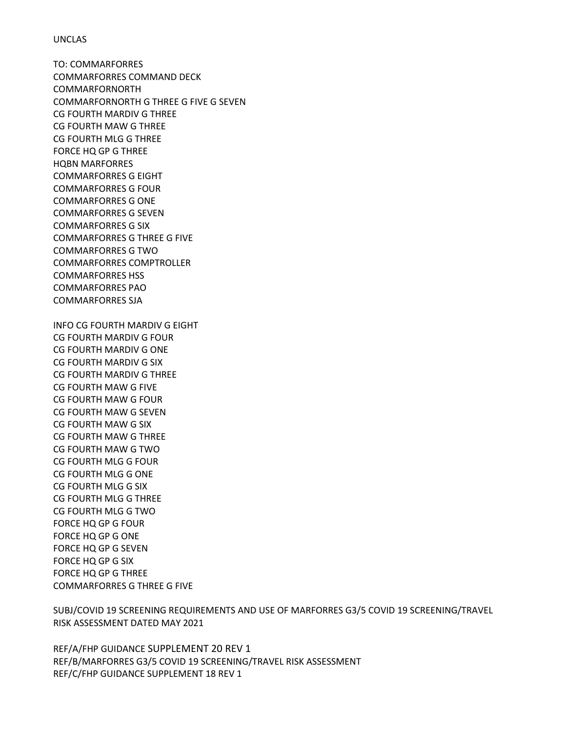UNCLAS

TO: COMMARFORRES  
COMMARFORRES COMMAND DECK  
COMMARFORNORTH  
COMMARFORNORTH G THREE G FIVE G SEVEN  
CG FOURTH MARDIV G THREE  
CG FOURTH MAW G THREE  
CG FOURTH MLG G THREE  
FORCE HQ GP G THREE  
HQBN MARFORRES  
COMMARFORRES G EIGHT  
COMMARFORRES G FOUR  
COMMARFORRES G ONE  
COMMARFORRES G SEVEN  
COMMARFORRES G SIX  
COMMARFORRES G THREE G FIVE  
COMMARFORRES G TWO  
COMMARFORRES COMPTROLLER  
COMMARFORRES HSS  
COMMARFORRES PAO  
COMMARFORRES SJA

INFO CG FOURTH MARDIV G EIGHT  
CG FOURTH MARDIV G FOUR  
CG FOURTH MARDIV G ONE  
CG FOURTH MARDIV G SIX  
CG FOURTH MARDIV G THREE  
CG FOURTH MAW G FIVE  
CG FOURTH MAW G FOUR  
CG FOURTH MAW G SEVEN  
CG FOURTH MAW G SIX  
CG FOURTH MAW G THREE  
CG FOURTH MAW G TWO  
CG FOURTH MLG G FOUR  
CG FOURTH MLG G ONE  
CG FOURTH MLG G SIX  
CG FOURTH MLG G THREE  
CG FOURTH MLG G TWO  
FORCE HQ GP G FOUR  
FORCE HQ GP G ONE  
FORCE HQ GP G SEVEN  
FORCE HQ GP G SIX  
FORCE HQ GP G THREE  
COMMARFORRES G THREE G FIVE

SUBJ/COVID 19 SCREENING REQUIREMENTS AND USE OF MARFORRES G3/5 COVID 19 SCREENING/TRAVEL RISK ASSESSMENT DATED MAY 2021

REF/A/FHP GUIDANCE SUPPLEMENT 20 REV 1  
REF/B/MARFORRES G3/5 COVID 19 SCREENING/TRAVEL RISK ASSESSMENT  
REF/C/FHP GUIDANCE SUPPLEMENT 18 REV 1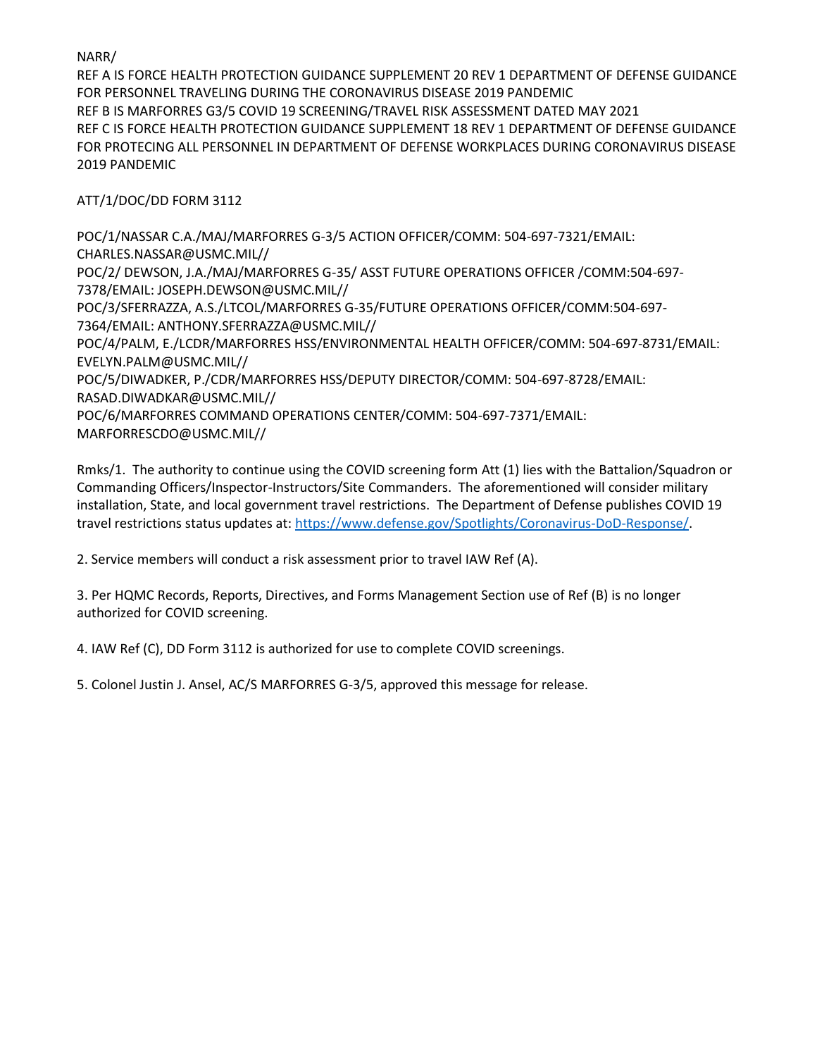NARR/
REF A IS FORCE HEALTH PROTECTION GUIDANCE SUPPLEMENT 20 REV 1 DEPARTMENT OF DEFENSE GUIDANCE FOR PERSONNEL TRAVELING DURING THE CORONAVIRUS DISEASE 2019 PANDEMIC
REF B IS MARFORRES G3/5 COVID 19 SCREENING/TRAVEL RISK ASSESSMENT DATED MAY 2021
REF C IS FORCE HEALTH PROTECTION GUIDANCE SUPPLEMENT 18 REV 1 DEPARTMENT OF DEFENSE GUIDANCE FOR PROTECING ALL PERSONNEL IN DEPARTMENT OF DEFENSE WORKPLACES DURING CORONAVIRUS DISEASE 2019 PANDEMIC

ATT/1/DOC/DD FORM 3112

POC/1/NASSAR C.A./MAJ/MARFORRES G-3/5 ACTION OFFICER/COMM: 504-697-7321/EMAIL: CHARLES.NASSAR@USMC.MIL//
POC/2/ DEWSON, J.A./MAJ/MARFORRES G-35/ ASST FUTURE OPERATIONS OFFICER /COMM:504-697-7378/EMAIL: JOSEPH.DEWSON@USMC.MIL//
POC/3/SFERRAZZA, A.S./LTCOL/MARFORRES G-35/FUTURE OPERATIONS OFFICER/COMM:504-697-7364/EMAIL: ANTHONY.SFERRAZZA@USMC.MIL//
POC/4/PALM, E./LCDR/MARFORRES HSS/ENVIRONMENTAL HEALTH OFFICER/COMM: 504-697-8731/EMAIL: EVELYN.PALM@USMC.MIL//
POC/5/DIWADKER, P./CDR/MARFORRES HSS/DEPUTY DIRECTOR/COMM: 504-697-8728/EMAIL: RASAD.DIWADKAR@USMC.MIL//
POC/6/MARFORRES COMMAND OPERATIONS CENTER/COMM: 504-697-7371/EMAIL: MARFORRESCDO@USMC.MIL//

Rmks/1. The authority to continue using the COVID screening form Att (1) lies with the Battalion/Squadron or Commanding Officers/Inspector-Instructors/Site Commanders. The aforementioned will consider military installation, State, and local government travel restrictions. The Department of Defense publishes COVID 19 travel restrictions status updates at: https://www.defense.gov/Spotlights/Coronavirus-DoD-Response/.

2. Service members will conduct a risk assessment prior to travel IAW Ref (A).

3. Per HQMC Records, Reports, Directives, and Forms Management Section use of Ref (B) is no longer authorized for COVID screening.

4. IAW Ref (C), DD Form 3112 is authorized for use to complete COVID screenings.

5. Colonel Justin J. Ansel, AC/S MARFORRES G-3/5, approved this message for release.